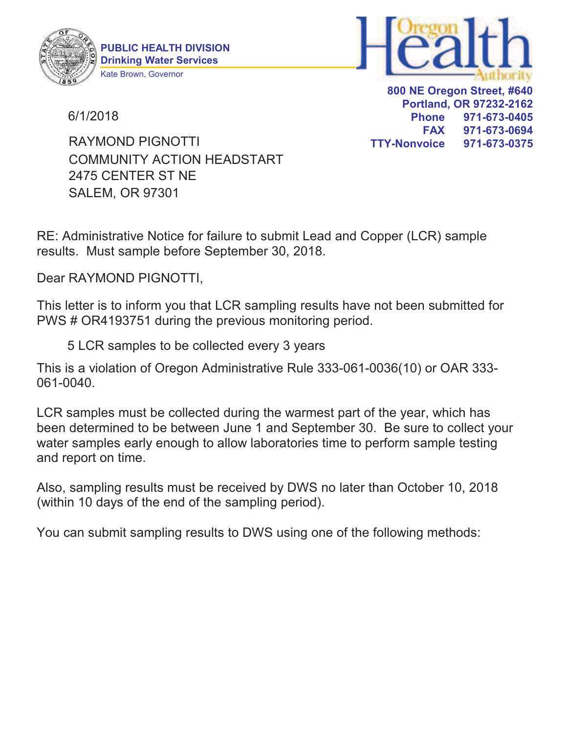**PUBLIC HEALTH DIVISION**
**Drinking Water Services**
Kate Brown, Governor

Oregon Health Authority

**800 NE Oregon Street, #640**
**Portland, OR 97232-2162**
**Phone** 971-673-0405
**FAX** 971-673-0694
**TTY-Nonvoice** 971-673-0375

6/1/2018

RAYMOND PIGNOTTI
COMMUNITY ACTION HEADSTART
2475 CENTER ST NE
SALEM, OR 97301

RE: Administrative Notice for failure to submit Lead and Copper (LCR) sample results. Must sample before September 30, 2018.

Dear RAYMOND PIGNOTTI,

This letter is to inform you that LCR sampling results have not been submitted for PWS # OR4193751 during the previous monitoring period.

5 LCR samples to be collected every 3 years

This is a violation of Oregon Administrative Rule 333-061-0036(10) or OAR 333-061-0040.

LCR samples must be collected during the warmest part of the year, which has been determined to be between June 1 and September 30. Be sure to collect your water samples early enough to allow laboratories time to perform sample testing and report on time.

Also, sampling results must be received by DWS no later than October 10, 2018 (within 10 days of the end of the sampling period).

You can submit sampling results to DWS using one of the following methods: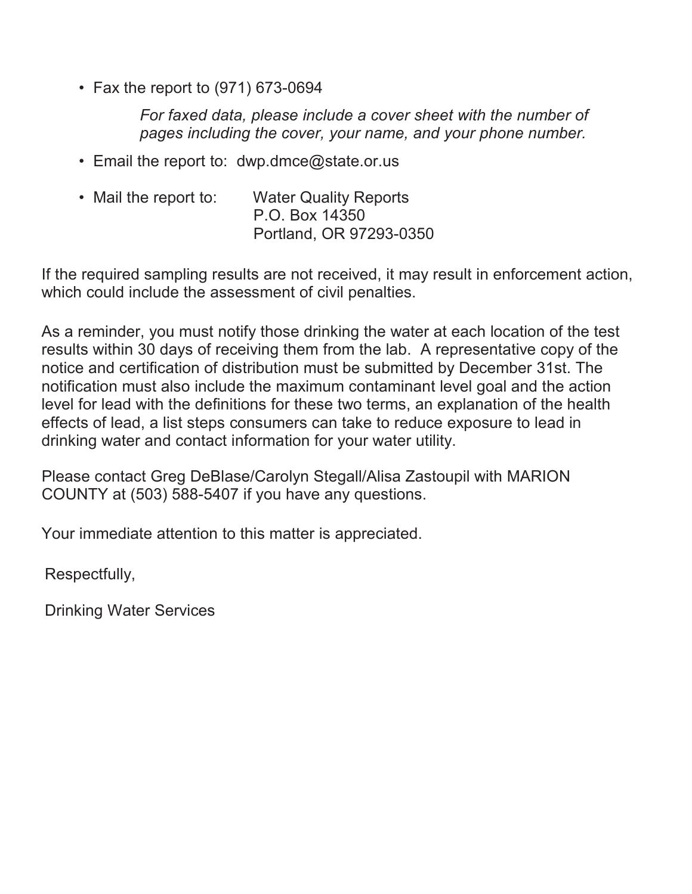- Fax the report to (971) 673-0694

  *For faxed data, please include a cover sheet with the number of pages including the cover, your name, and your phone number.*

- Email the report to: dwp.dmce@state.or.us

- Mail the report to: Water Quality Reports
  P.O. Box 14350
  Portland, OR 97293-0350

If the required sampling results are not received, it may result in enforcement action, which could include the assessment of civil penalties.

As a reminder, you must notify those drinking the water at each location of the test results within 30 days of receiving them from the lab. A representative copy of the notice and certification of distribution must be submitted by December 31st. The notification must also include the maximum contaminant level goal and the action level for lead with the definitions for these two terms, an explanation of the health effects of lead, a list steps consumers can take to reduce exposure to lead in drinking water and contact information for your water utility.

Please contact Greg DeBlase/Carolyn Stegall/Alisa Zastoupil with MARION COUNTY at (503) 588-5407 if you have any questions.

Your immediate attention to this matter is appreciated.

Respectfully,

Drinking Water Services